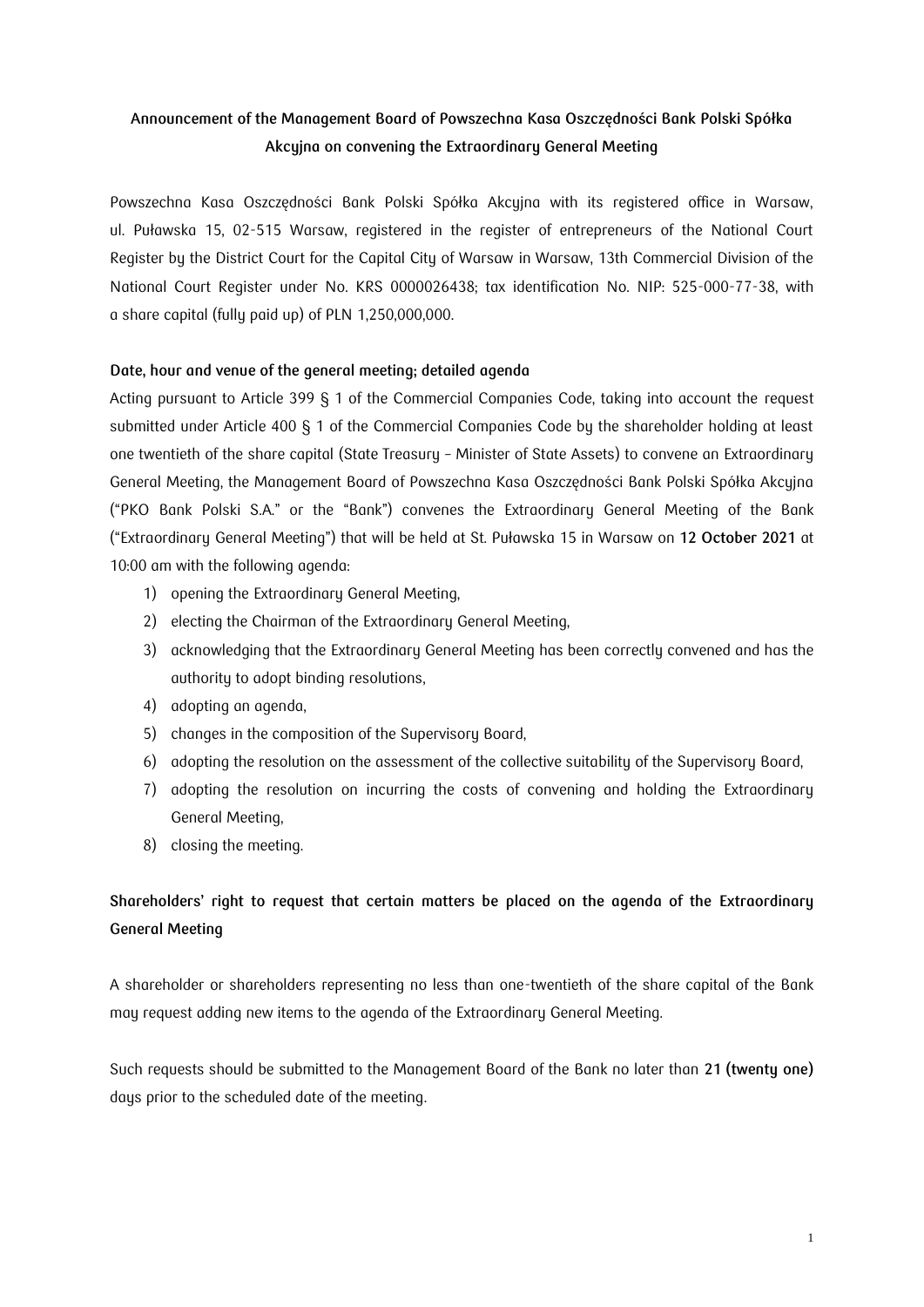# Announcement of the Management Board of Powszechna Kasa Oszczędności Bank Polski Spółka Akcyjna on convening the Extraordinary General Meeting

Powszechna Kasa Oszczędności Bank Polski Spółka Akcyjna with its registered office in Warsaw, ul. Puławska 15, 02-515 Warsaw, registered in the register of entrepreneurs of the National Court Register by the District Court for the Capital City of Warsaw in Warsaw, 13th Commercial Division of the National Court Register under No. KRS 0000026438; tax identification No. NIP: 525-000-77-38, with a share capital (fully paid up) of PLN 1,250,000,000.

## Date, hour and venue of the general meeting; detailed agenda

Acting pursuant to Article 399 § 1 of the Commercial Companies Code, taking into account the request submitted under Article 400 § 1 of the Commercial Companies Code by the shareholder holding at least one twentieth of the share capital (State Treasury – Minister of State Assets) to convene an Extraordinary General Meeting, the Management Board of Powszechna Kasa Oszczędności Bank Polski Spółka Akcyjna ("PKO Bank Polski S.A." or the "Bank") convenes the Extraordinary General Meeting of the Bank ("Extraordinary General Meeting") that will be held at St. Puławska 15 in Warsaw on **12 October 2021** at 10:00 am with the following agenda:

1) opening the Extraordinary General Meeting,
2) electing the Chairman of the Extraordinary General Meeting,
3) acknowledging that the Extraordinary General Meeting has been correctly convened and has the authority to adopt binding resolutions,
4) adopting an agenda,
5) changes in the composition of the Supervisory Board,
6) adopting the resolution on the assessment of the collective suitability of the Supervisory Board,
7) adopting the resolution on incurring the costs of convening and holding the Extraordinary General Meeting,
8) closing the meeting.

## Shareholders' right to request that certain matters be placed on the agenda of the Extraordinary General Meeting

A shareholder or shareholders representing no less than one-twentieth of the share capital of the Bank may request adding new items to the agenda of the Extraordinary General Meeting.

Such requests should be submitted to the Management Board of the Bank no later than **21 (twenty one)** days prior to the scheduled date of the meeting.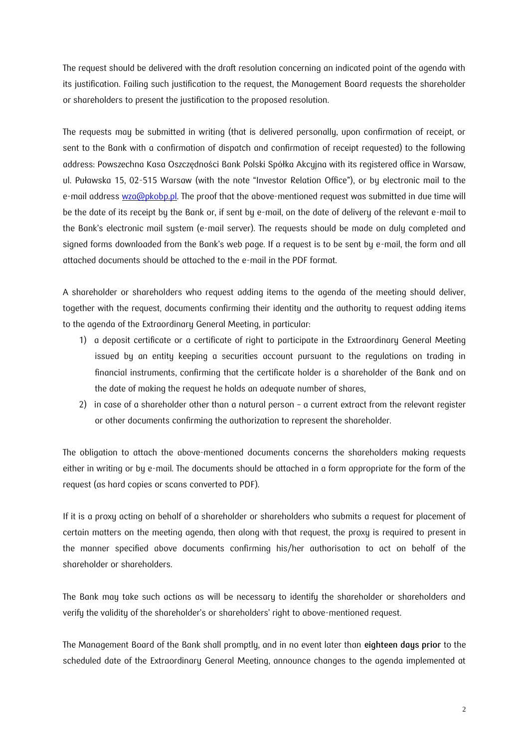The request should be delivered with the draft resolution concerning an indicated point of the agenda with its justification. Failing such justification to the request, the Management Board requests the shareholder or shareholders to present the justification to the proposed resolution.

The requests may be submitted in writing (that is delivered personally, upon confirmation of receipt, or sent to the Bank with a confirmation of dispatch and confirmation of receipt requested) to the following address: Powszechna Kasa Oszczędności Bank Polski Spółka Akcyjna with its registered office in Warsaw, ul. Puławska 15, 02-515 Warsaw (with the note "Investor Relation Office"), or by electronic mail to the e-mail address wza@pkobp.pl. The proof that the above-mentioned request was submitted in due time will be the date of its receipt by the Bank or, if sent by e-mail, on the date of delivery of the relevant e-mail to the Bank's electronic mail system (e-mail server). The requests should be made on duly completed and signed forms downloaded from the Bank's web page. If a request is to be sent by e-mail, the form and all attached documents should be attached to the e-mail in the PDF format.

A shareholder or shareholders who request adding items to the agenda of the meeting should deliver, together with the request, documents confirming their identity and the authority to request adding items to the agenda of the Extraordinary General Meeting, in particular:

1) a deposit certificate or a certificate of right to participate in the Extraordinary General Meeting issued by an entity keeping a securities account pursuant to the regulations on trading in financial instruments, confirming that the certificate holder is a shareholder of the Bank and on the date of making the request he holds an adequate number of shares,
2) in case of a shareholder other than a natural person – a current extract from the relevant register or other documents confirming the authorization to represent the shareholder.

The obligation to attach the above-mentioned documents concerns the shareholders making requests either in writing or by e-mail. The documents should be attached in a form appropriate for the form of the request (as hard copies or scans converted to PDF).

If it is a proxy acting on behalf of a shareholder or shareholders who submits a request for placement of certain matters on the meeting agenda, then along with that request, the proxy is required to present in the manner specified above documents confirming his/her authorisation to act on behalf of the shareholder or shareholders.

The Bank may take such actions as will be necessary to identify the shareholder or shareholders and verify the validity of the shareholder's or shareholders' right to above-mentioned request.

The Management Board of the Bank shall promptly, and in no event later than **eighteen days prior** to the scheduled date of the Extraordinary General Meeting, announce changes to the agenda implemented at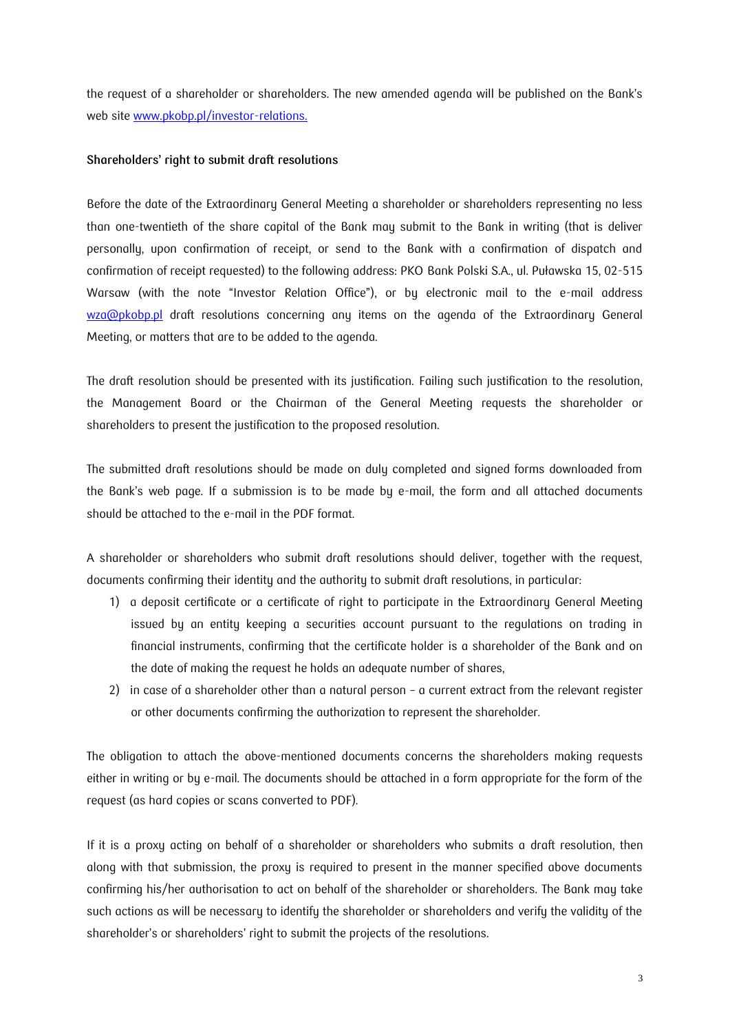the request of a shareholder or shareholders. The new amended agenda will be published on the Bank's web site www.pkobp.pl/investor-relations.

**Shareholders' right to submit draft resolutions**

Before the date of the Extraordinary General Meeting a shareholder or shareholders representing no less than one-twentieth of the share capital of the Bank may submit to the Bank in writing (that is deliver personally, upon confirmation of receipt, or send to the Bank with a confirmation of dispatch and confirmation of receipt requested) to the following address: PKO Bank Polski S.A., ul. Puławska 15, 02-515 Warsaw (with the note "Investor Relation Office"), or by electronic mail to the e-mail address wza@pkobp.pl draft resolutions concerning any items on the agenda of the Extraordinary General Meeting, or matters that are to be added to the agenda.

The draft resolution should be presented with its justification. Failing such justification to the resolution, the Management Board or the Chairman of the General Meeting requests the shareholder or shareholders to present the justification to the proposed resolution.

The submitted draft resolutions should be made on duly completed and signed forms downloaded from the Bank's web page. If a submission is to be made by e-mail, the form and all attached documents should be attached to the e-mail in the PDF format.

A shareholder or shareholders who submit draft resolutions should deliver, together with the request, documents confirming their identity and the authority to submit draft resolutions, in particular:

1) a deposit certificate or a certificate of right to participate in the Extraordinary General Meeting issued by an entity keeping a securities account pursuant to the regulations on trading in financial instruments, confirming that the certificate holder is a shareholder of the Bank and on the date of making the request he holds an adequate number of shares,
2) in case of a shareholder other than a natural person – a current extract from the relevant register or other documents confirming the authorization to represent the shareholder.

The obligation to attach the above-mentioned documents concerns the shareholders making requests either in writing or by e-mail. The documents should be attached in a form appropriate for the form of the request (as hard copies or scans converted to PDF).

If it is a proxy acting on behalf of a shareholder or shareholders who submits a draft resolution, then along with that submission, the proxy is required to present in the manner specified above documents confirming his/her authorisation to act on behalf of the shareholder or shareholders. The Bank may take such actions as will be necessary to identify the shareholder or shareholders and verify the validity of the shareholder's or shareholders' right to submit the projects of the resolutions.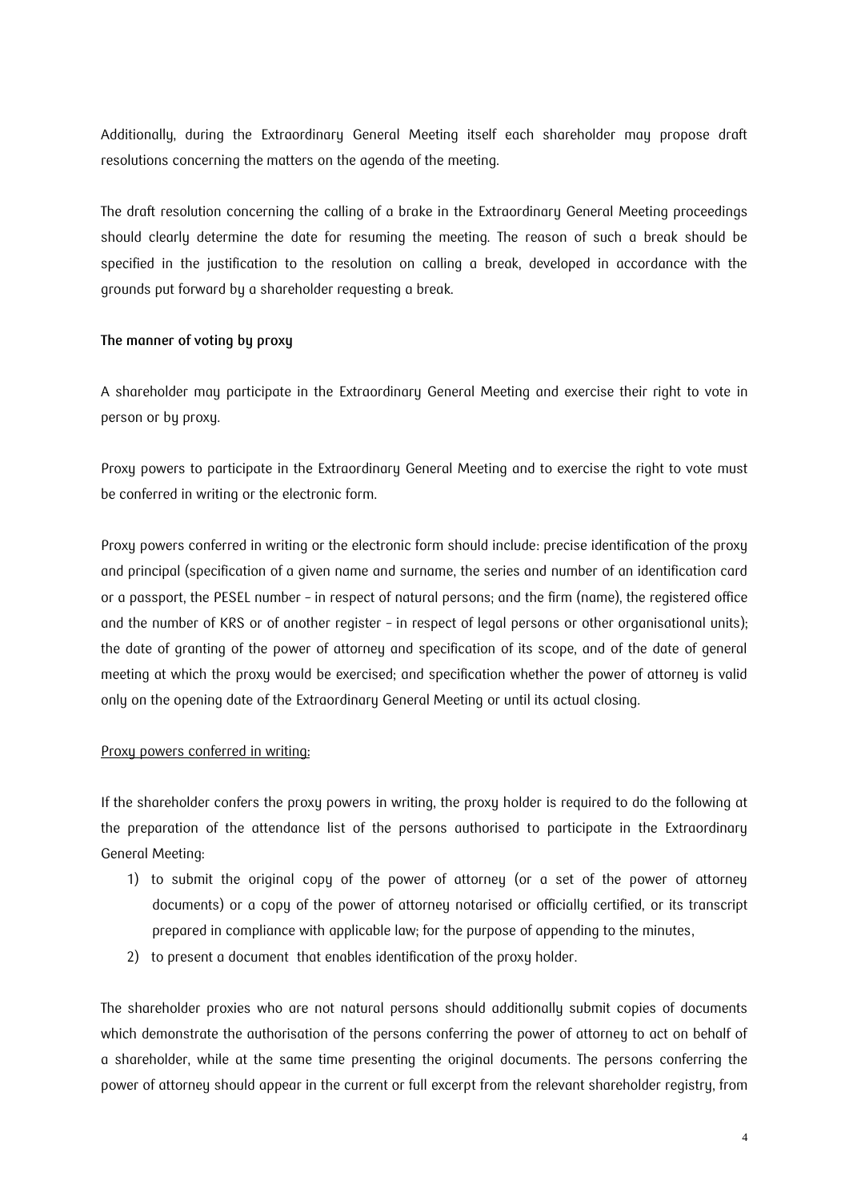Additionally, during the Extraordinary General Meeting itself each shareholder may propose draft resolutions concerning the matters on the agenda of the meeting.

The draft resolution concerning the calling of a brake in the Extraordinary General Meeting proceedings should clearly determine the date for resuming the meeting. The reason of such a break should be specified in the justification to the resolution on calling a break, developed in accordance with the grounds put forward by a shareholder requesting a break.

**The manner of voting by proxy**

A shareholder may participate in the Extraordinary General Meeting and exercise their right to vote in person or by proxy.

Proxy powers to participate in the Extraordinary General Meeting and to exercise the right to vote must be conferred in writing or the electronic form.

Proxy powers conferred in writing or the electronic form should include: precise identification of the proxy and principal (specification of a given name and surname, the series and number of an identification card or a passport, the PESEL number – in respect of natural persons; and the firm (name), the registered office and the number of KRS or of another register – in respect of legal persons or other organisational units); the date of granting of the power of attorney and specification of its scope, and of the date of general meeting at which the proxy would be exercised; and specification whether the power of attorney is valid only on the opening date of the Extraordinary General Meeting or until its actual closing.

Proxy powers conferred in writing:

If the shareholder confers the proxy powers in writing, the proxy holder is required to do the following at the preparation of the attendance list of the persons authorised to participate in the Extraordinary General Meeting:

1) to submit the original copy of the power of attorney (or a set of the power of attorney documents) or a copy of the power of attorney notarised or officially certified, or its transcript prepared in compliance with applicable law; for the purpose of appending to the minutes,
2) to present a document that enables identification of the proxy holder.

The shareholder proxies who are not natural persons should additionally submit copies of documents which demonstrate the authorisation of the persons conferring the power of attorney to act on behalf of a shareholder, while at the same time presenting the original documents. The persons conferring the power of attorney should appear in the current or full excerpt from the relevant shareholder registry, from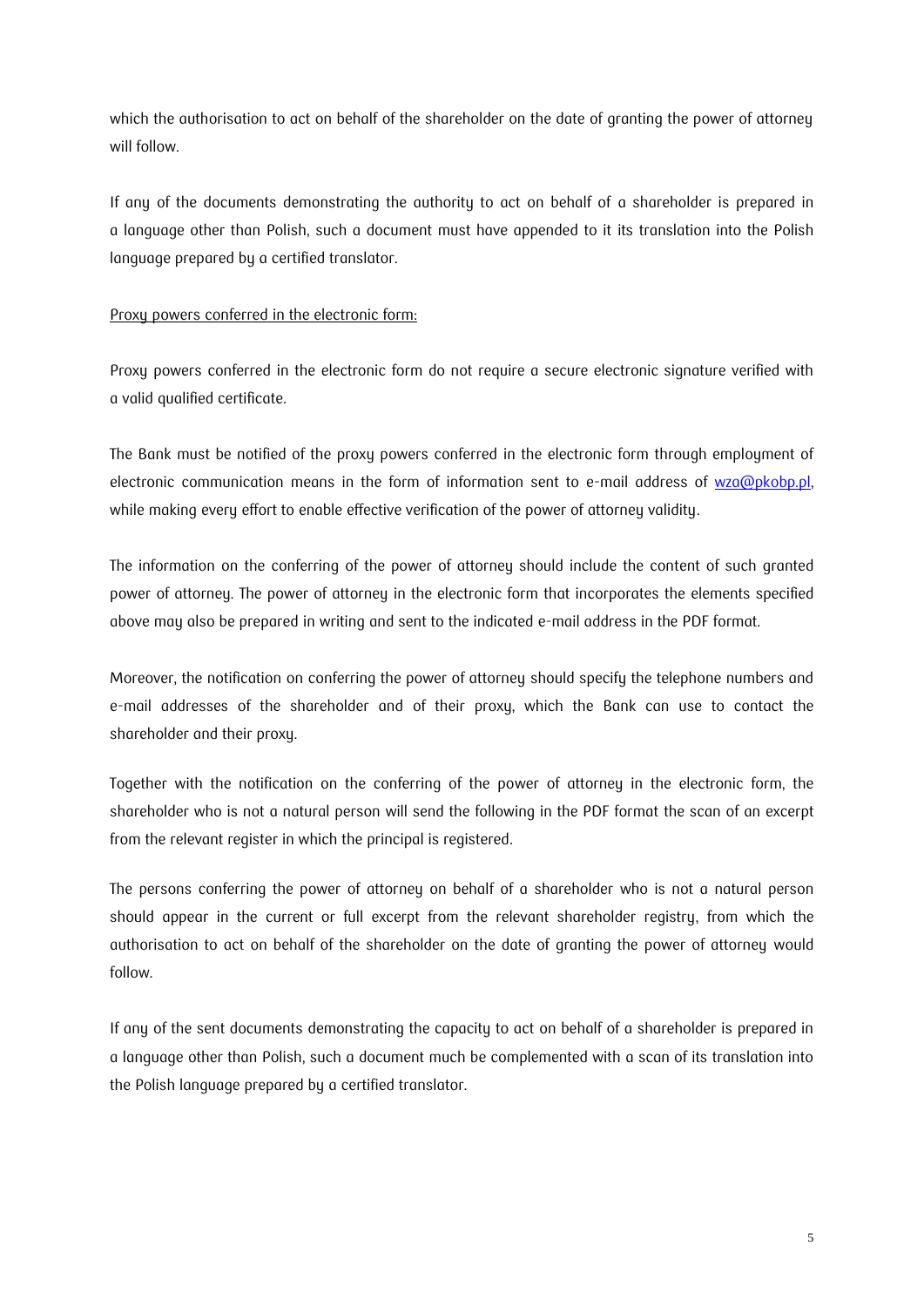which the authorisation to act on behalf of the shareholder on the date of granting the power of attorney will follow.

If any of the documents demonstrating the authority to act on behalf of a shareholder is prepared in a language other than Polish, such a document must have appended to it its translation into the Polish language prepared by a certified translator.

<u>Proxy powers conferred in the electronic form:</u>

Proxy powers conferred in the electronic form do not require a secure electronic signature verified with a valid qualified certificate.

The Bank must be notified of the proxy powers conferred in the electronic form through employment of electronic communication means in the form of information sent to e-mail address of wza@pkobp.pl, while making every effort to enable effective verification of the power of attorney validity.

The information on the conferring of the power of attorney should include the content of such granted power of attorney. The power of attorney in the electronic form that incorporates the elements specified above may also be prepared in writing and sent to the indicated e-mail address in the PDF format.

Moreover, the notification on conferring the power of attorney should specify the telephone numbers and e-mail addresses of the shareholder and of their proxy, which the Bank can use to contact the shareholder and their proxy.

Together with the notification on the conferring of the power of attorney in the electronic form, the shareholder who is not a natural person will send the following in the PDF format the scan of an excerpt from the relevant register in which the principal is registered.

The persons conferring the power of attorney on behalf of a shareholder who is not a natural person should appear in the current or full excerpt from the relevant shareholder registry, from which the authorisation to act on behalf of the shareholder on the date of granting the power of attorney would follow.

If any of the sent documents demonstrating the capacity to act on behalf of a shareholder is prepared in a language other than Polish, such a document much be complemented with a scan of its translation into the Polish language prepared by a certified translator.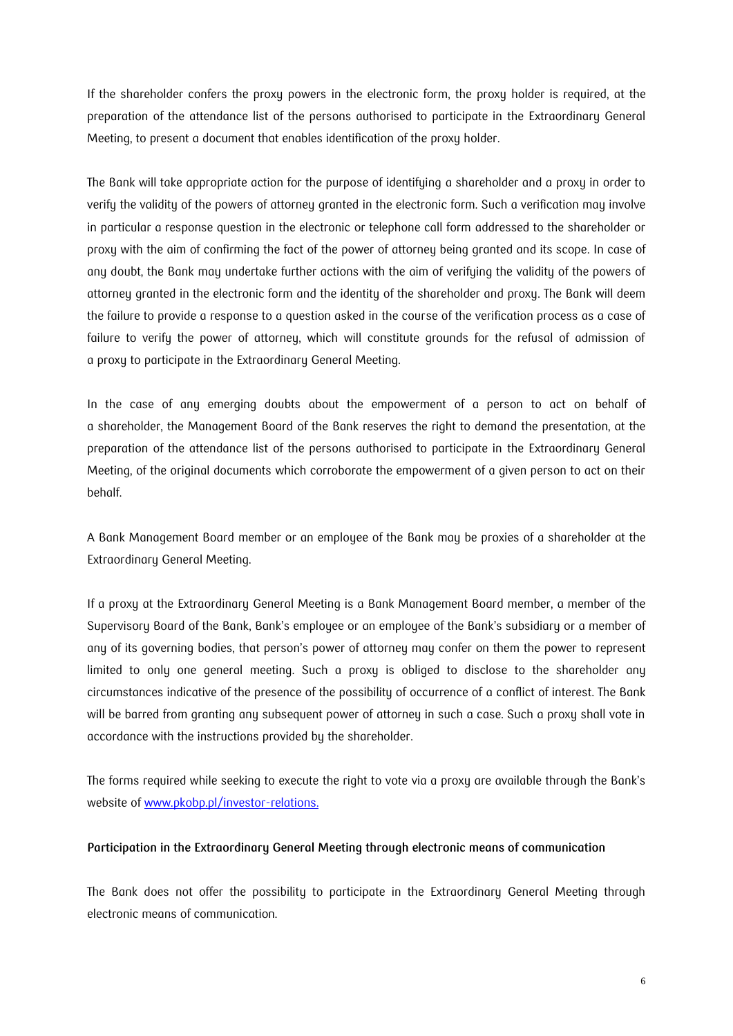If the shareholder confers the proxy powers in the electronic form, the proxy holder is required, at the preparation of the attendance list of the persons authorised to participate in the Extraordinary General Meeting, to present a document that enables identification of the proxy holder.

The Bank will take appropriate action for the purpose of identifying a shareholder and a proxy in order to verify the validity of the powers of attorney granted in the electronic form. Such a verification may involve in particular a response question in the electronic or telephone call form addressed to the shareholder or proxy with the aim of confirming the fact of the power of attorney being granted and its scope. In case of any doubt, the Bank may undertake further actions with the aim of verifying the validity of the powers of attorney granted in the electronic form and the identity of the shareholder and proxy. The Bank will deem the failure to provide a response to a question asked in the course of the verification process as a case of failure to verify the power of attorney, which will constitute grounds for the refusal of admission of a proxy to participate in the Extraordinary General Meeting.

In the case of any emerging doubts about the empowerment of a person to act on behalf of a shareholder, the Management Board of the Bank reserves the right to demand the presentation, at the preparation of the attendance list of the persons authorised to participate in the Extraordinary General Meeting, of the original documents which corroborate the empowerment of a given person to act on their behalf.

A Bank Management Board member or an employee of the Bank may be proxies of a shareholder at the Extraordinary General Meeting.

If a proxy at the Extraordinary General Meeting is a Bank Management Board member, a member of the Supervisory Board of the Bank, Bank's employee or an employee of the Bank's subsidiary or a member of any of its governing bodies, that person's power of attorney may confer on them the power to represent limited to only one general meeting. Such a proxy is obliged to disclose to the shareholder any circumstances indicative of the presence of the possibility of occurrence of a conflict of interest. The Bank will be barred from granting any subsequent power of attorney in such a case. Such a proxy shall vote in accordance with the instructions provided by the shareholder.

The forms required while seeking to execute the right to vote via a proxy are available through the Bank's website of [www.pkobp.pl/investor-relations.](http://www.pkobp.pl/investor-relations)

**Participation in the Extraordinary General Meeting through electronic means of communication**

The Bank does not offer the possibility to participate in the Extraordinary General Meeting through electronic means of communication.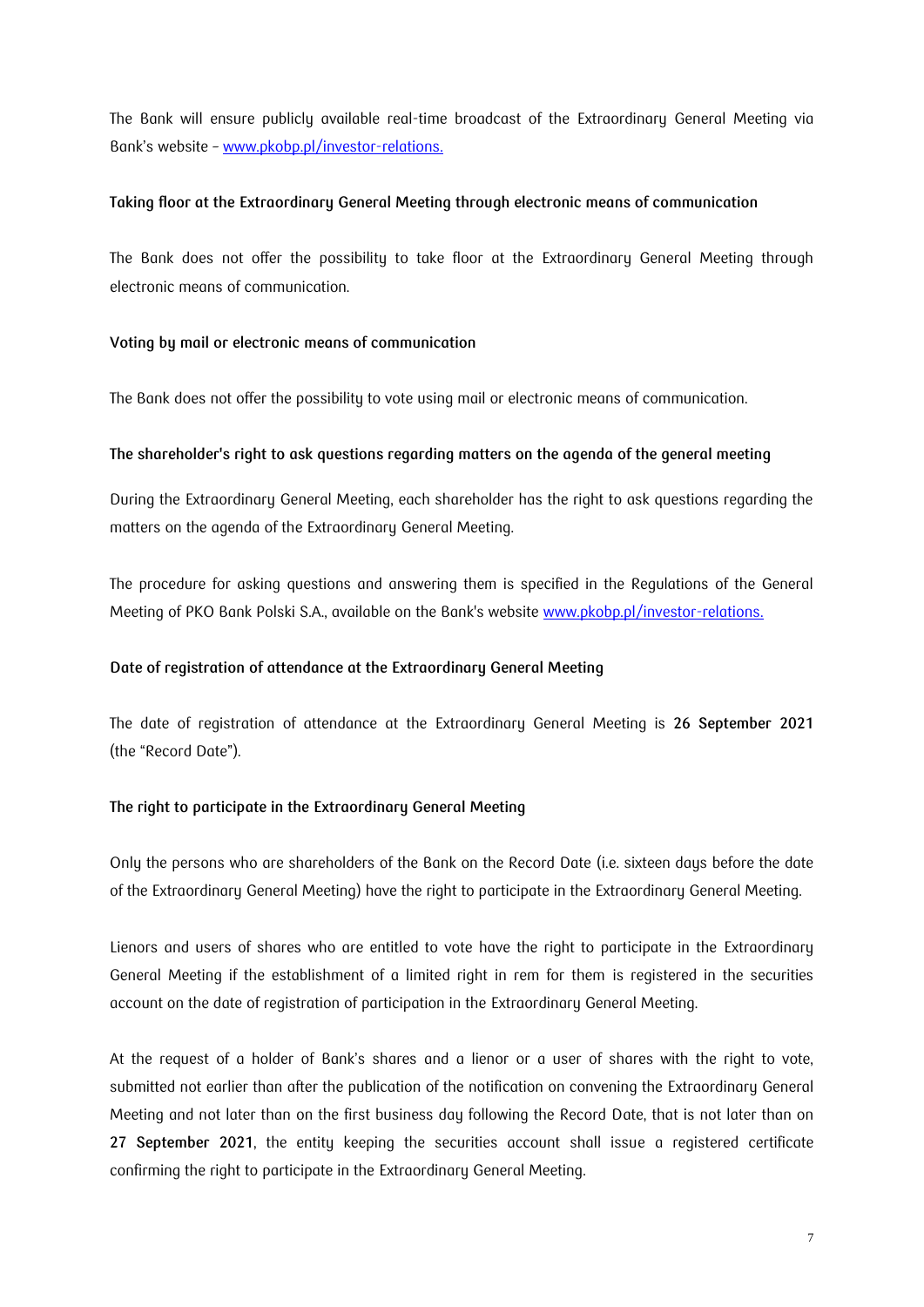The Bank will ensure publicly available real-time broadcast of the Extraordinary General Meeting via Bank's website – [www.pkobp.pl/investor-relations.](www.pkobp.pl/investor-relations)

**Taking floor at the Extraordinary General Meeting through electronic means of communication**

The Bank does not offer the possibility to take floor at the Extraordinary General Meeting through electronic means of communication.

**Voting by mail or electronic means of communication**

The Bank does not offer the possibility to vote using mail or electronic means of communication.

**The shareholder's right to ask questions regarding matters on the agenda of the general meeting**

During the Extraordinary General Meeting, each shareholder has the right to ask questions regarding the matters on the agenda of the Extraordinary General Meeting.

The procedure for asking questions and answering them is specified in the Regulations of the General Meeting of PKO Bank Polski S.A., available on the Bank's website [www.pkobp.pl/investor-relations.](www.pkobp.pl/investor-relations)

**Date of registration of attendance at the Extraordinary General Meeting**

The date of registration of attendance at the Extraordinary General Meeting is **26 September 2021** (the "Record Date").

**The right to participate in the Extraordinary General Meeting**

Only the persons who are shareholders of the Bank on the Record Date (i.e. sixteen days before the date of the Extraordinary General Meeting) have the right to participate in the Extraordinary General Meeting.

Lienors and users of shares who are entitled to vote have the right to participate in the Extraordinary General Meeting if the establishment of a limited right in rem for them is registered in the securities account on the date of registration of participation in the Extraordinary General Meeting.

At the request of a holder of Bank's shares and a lienor or a user of shares with the right to vote, submitted not earlier than after the publication of the notification on convening the Extraordinary General Meeting and not later than on the first business day following the Record Date, that is not later than on **27 September 2021**, the entity keeping the securities account shall issue a registered certificate confirming the right to participate in the Extraordinary General Meeting.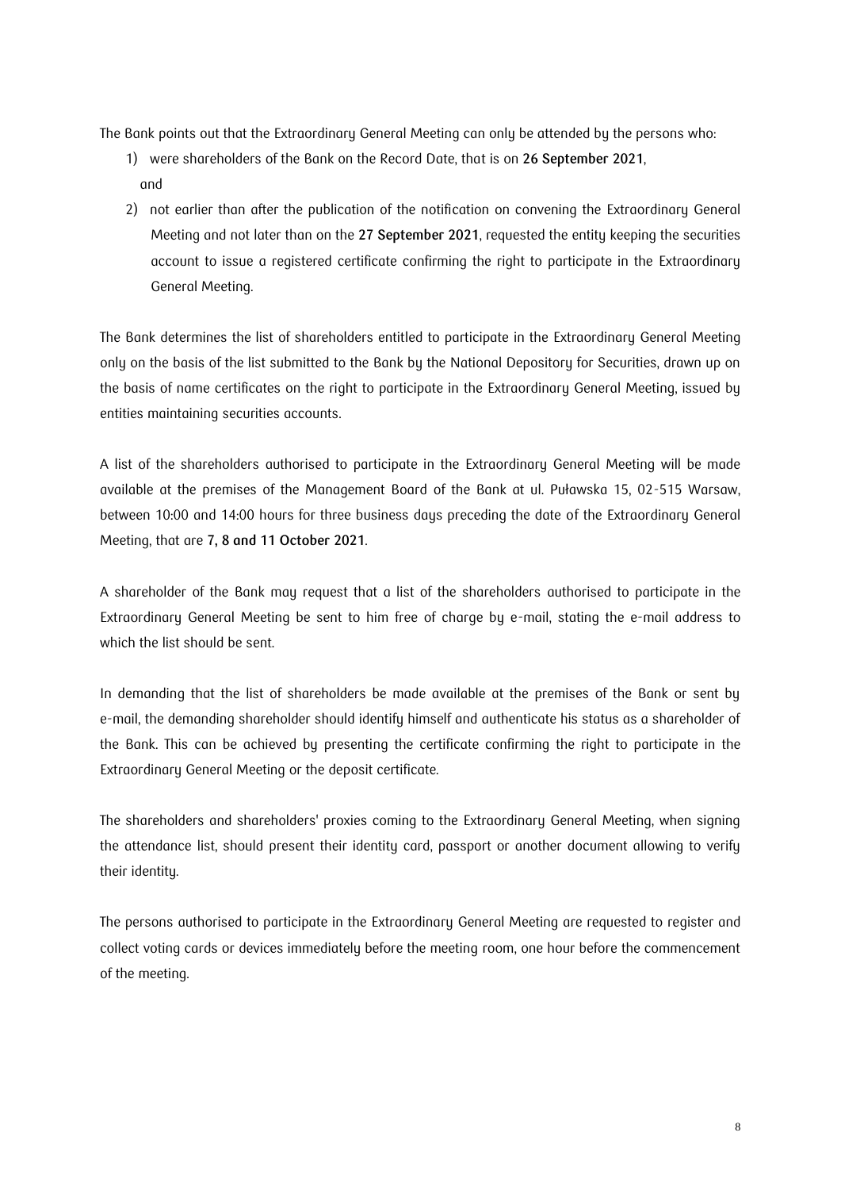The Bank points out that the Extraordinary General Meeting can only be attended by the persons who:

1) were shareholders of the Bank on the Record Date, that is on **26 September 2021**,
   and
2) not earlier than after the publication of the notification on convening the Extraordinary General Meeting and not later than on the **27 September 2021**, requested the entity keeping the securities account to issue a registered certificate confirming the right to participate in the Extraordinary General Meeting.

The Bank determines the list of shareholders entitled to participate in the Extraordinary General Meeting only on the basis of the list submitted to the Bank by the National Depository for Securities, drawn up on the basis of name certificates on the right to participate in the Extraordinary General Meeting, issued by entities maintaining securities accounts.

A list of the shareholders authorised to participate in the Extraordinary General Meeting will be made available at the premises of the Management Board of the Bank at ul. Puławska 15, 02-515 Warsaw, between 10:00 and 14:00 hours for three business days preceding the date of the Extraordinary General Meeting, that are **7, 8 and 11 October 2021**.

A shareholder of the Bank may request that a list of the shareholders authorised to participate in the Extraordinary General Meeting be sent to him free of charge by e-mail, stating the e-mail address to which the list should be sent.

In demanding that the list of shareholders be made available at the premises of the Bank or sent by e-mail, the demanding shareholder should identify himself and authenticate his status as a shareholder of the Bank. This can be achieved by presenting the certificate confirming the right to participate in the Extraordinary General Meeting or the deposit certificate.

The shareholders and shareholders' proxies coming to the Extraordinary General Meeting, when signing the attendance list, should present their identity card, passport or another document allowing to verify their identity.

The persons authorised to participate in the Extraordinary General Meeting are requested to register and collect voting cards or devices immediately before the meeting room, one hour before the commencement of the meeting.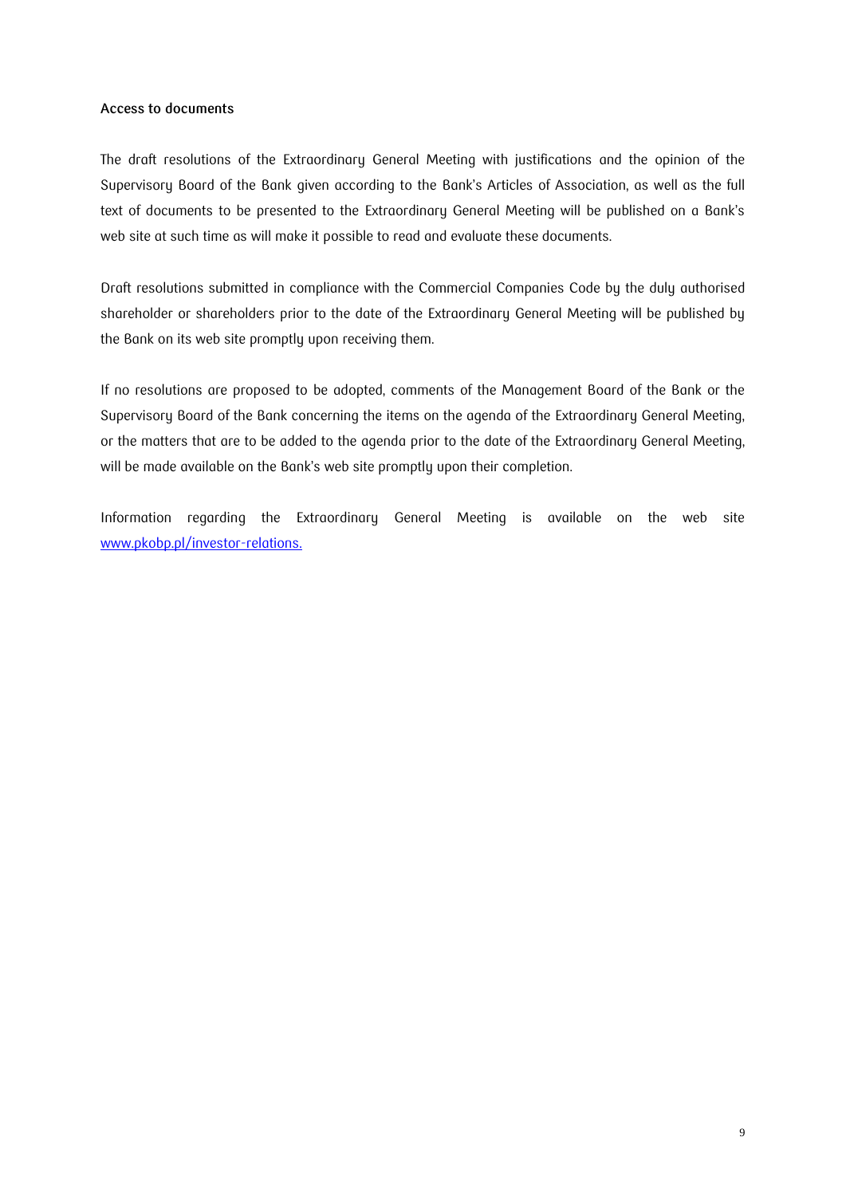**Access to documents**

The draft resolutions of the Extraordinary General Meeting with justifications and the opinion of the Supervisory Board of the Bank given according to the Bank's Articles of Association, as well as the full text of documents to be presented to the Extraordinary General Meeting will be published on a Bank's web site at such time as will make it possible to read and evaluate these documents.

Draft resolutions submitted in compliance with the Commercial Companies Code by the duly authorised shareholder or shareholders prior to the date of the Extraordinary General Meeting will be published by the Bank on its web site promptly upon receiving them.

If no resolutions are proposed to be adopted, comments of the Management Board of the Bank or the Supervisory Board of the Bank concerning the items on the agenda of the Extraordinary General Meeting, or the matters that are to be added to the agenda prior to the date of the Extraordinary General Meeting, will be made available on the Bank's web site promptly upon their completion.

Information regarding the Extraordinary General Meeting is available on the web site [www.pkobp.pl/investor-relations.](http://www.pkobp.pl/investor-relations)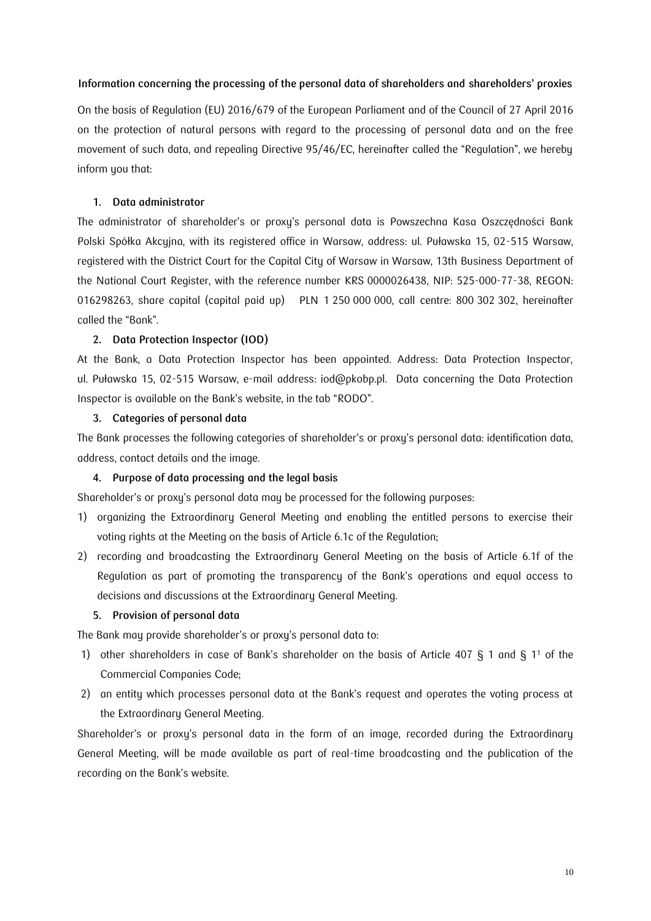**Information concerning the processing of the personal data of shareholders and shareholders' proxies**

On the basis of Regulation (EU) 2016/679 of the European Parliament and of the Council of 27 April 2016 on the protection of natural persons with regard to the processing of personal data and on the free movement of such data, and repealing Directive 95/46/EC, hereinafter called the "Regulation", we hereby inform you that:

1. **Data administrator**

The administrator of shareholder's or proxy's personal data is Powszechna Kasa Oszczędności Bank Polski Spółka Akcyjna, with its registered office in Warsaw, address: ul. Puławska 15, 02-515 Warsaw, registered with the District Court for the Capital City of Warsaw in Warsaw, 13th Business Department of the National Court Register, with the reference number KRS 0000026438, NIP: 525-000-77-38, REGON: 016298263, share capital (capital paid up) PLN 1 250 000 000, call centre: 800 302 302, hereinafter called the "Bank".

2. **Data Protection Inspector (IOD)**

At the Bank, a Data Protection Inspector has been appointed. Address: Data Protection Inspector, ul. Puławska 15, 02-515 Warsaw, e-mail address: iod@pkobp.pl. Data concerning the Data Protection Inspector is available on the Bank's website, in the tab "RODO".

3. **Categories of personal data**

The Bank processes the following categories of shareholder's or proxy's personal data: identification data, address, contact details and the image.

4. **Purpose of data processing and the legal basis**

Shareholder's or proxy's personal data may be processed for the following purposes:

1) organizing the Extraordinary General Meeting and enabling the entitled persons to exercise their voting rights at the Meeting on the basis of Article 6.1c of the Regulation;
2) recording and broadcasting the Extraordinary General Meeting on the basis of Article 6.1f of the Regulation as part of promoting the transparency of the Bank's operations and equal access to decisions and discussions at the Extraordinary General Meeting.

5. **Provision of personal data**

The Bank may provide shareholder's or proxy's personal data to:

1) other shareholders in case of Bank's shareholder on the basis of Article 407 § 1 and § 1[1] of the Commercial Companies Code;
2) an entity which processes personal data at the Bank's request and operates the voting process at the Extraordinary General Meeting.

Shareholder's or proxy's personal data in the form of an image, recorded during the Extraordinary General Meeting, will be made available as part of real-time broadcasting and the publication of the recording on the Bank's website.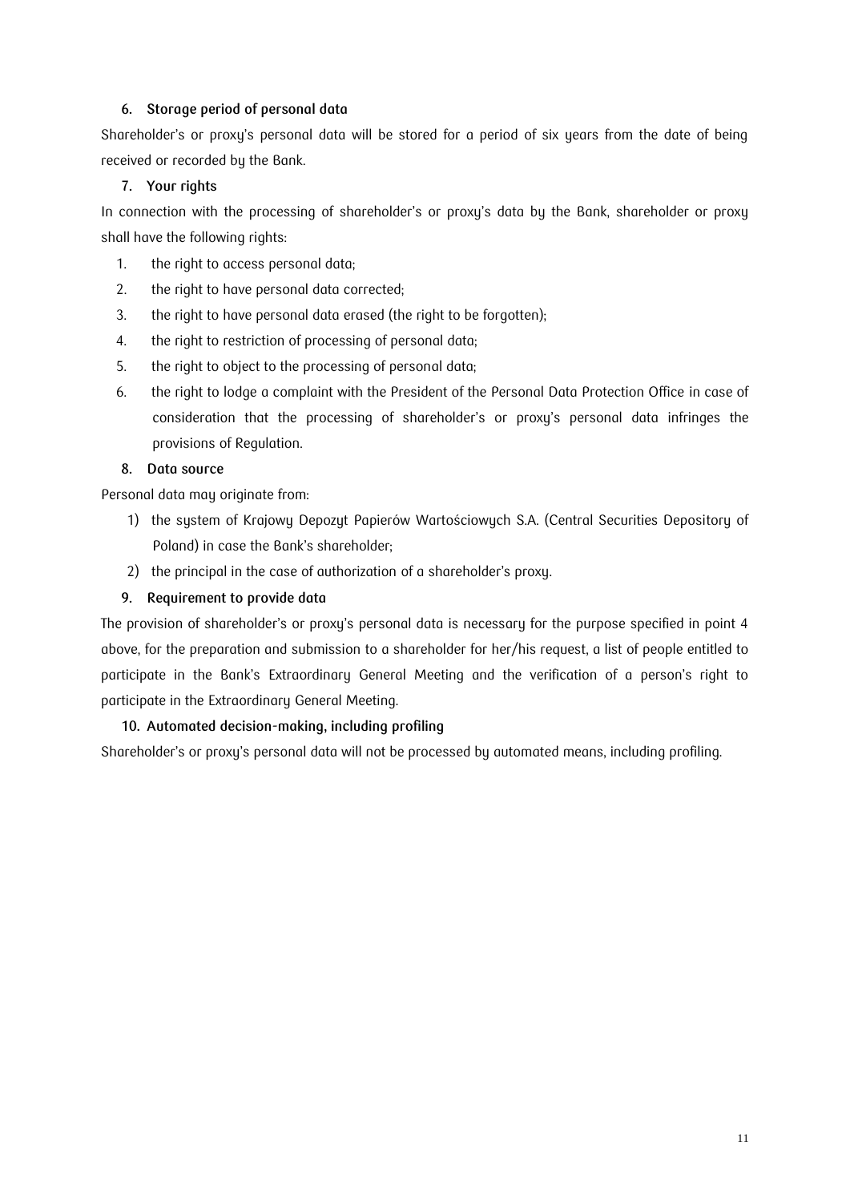### 6. Storage period of personal data

Shareholder's or proxy's personal data will be stored for a period of six years from the date of being received or recorded by the Bank.

### 7. Your rights

In connection with the processing of shareholder's or proxy's data by the Bank, shareholder or proxy shall have the following rights:

1. the right to access personal data;
2. the right to have personal data corrected;
3. the right to have personal data erased (the right to be forgotten);
4. the right to restriction of processing of personal data;
5. the right to object to the processing of personal data;
6. the right to lodge a complaint with the President of the Personal Data Protection Office in case of consideration that the processing of shareholder's or proxy's personal data infringes the provisions of Regulation.

### 8. Data source

Personal data may originate from:

1) the system of Krajowy Depozyt Papierów Wartościowych S.A. (Central Securities Depository of Poland) in case the Bank's shareholder;
2) the principal in the case of authorization of a shareholder's proxy.

### 9. Requirement to provide data

The provision of shareholder's or proxy's personal data is necessary for the purpose specified in point 4 above, for the preparation and submission to a shareholder for her/his request, a list of people entitled to participate in the Bank's Extraordinary General Meeting and the verification of a person's right to participate in the Extraordinary General Meeting.

### 10. Automated decision-making, including profiling

Shareholder's or proxy's personal data will not be processed by automated means, including profiling.